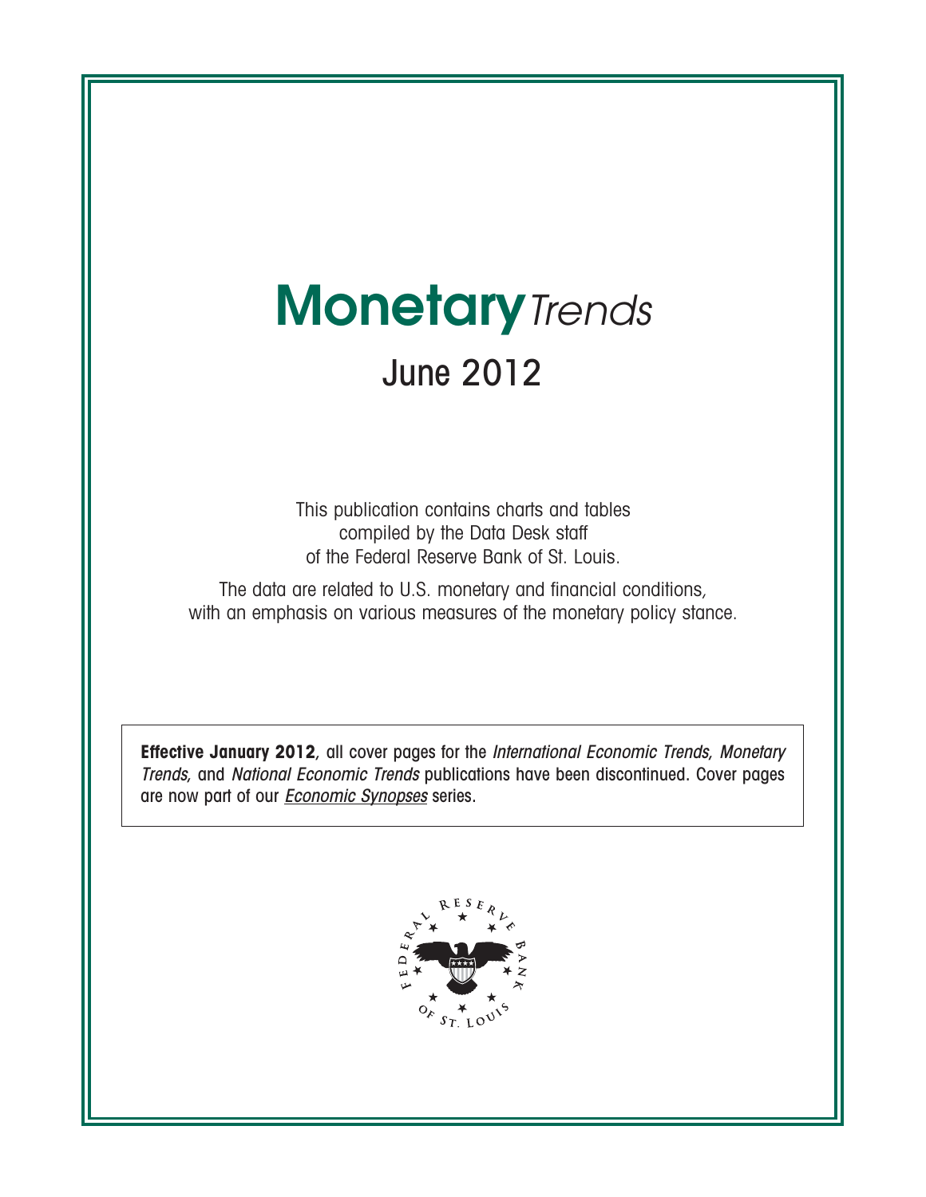# Monetary *Trends*

## June 2012

This publication contains charts and tables compiled by the Data Desk staff of the Federal Reserve Bank of St. Louis.

The data are related to U.S. monetary and financial conditions, with an emphasis on various measures of the monetary policy stance.

**Effective January 2012**, all cover pages for the *International Economic Trends, Monetary Trends,* and *National Economic Trends* publications have been discontinued. Cover pages are now part of our *Economic Synopses* series.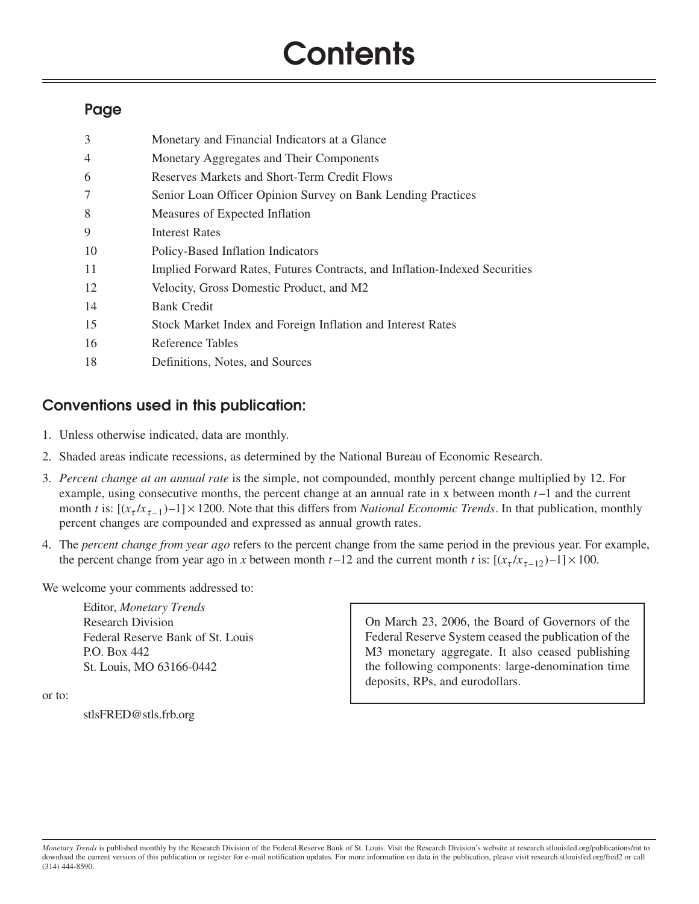# Contents

## Page

| Page | |
|---|---|
| 3 | Monetary and Financial Indicators at a Glance |
| 4 | Monetary Aggregates and Their Components |
| 6 | Reserves Markets and Short-Term Credit Flows |
| 7 | Senior Loan Officer Opinion Survey on Bank Lending Practices |
| 8 | Measures of Expected Inflation |
| 9 | Interest Rates |
| 10 | Policy-Based Inflation Indicators |
| 11 | Implied Forward Rates, Futures Contracts, and Inflation-Indexed Securities |
| 12 | Velocity, Gross Domestic Product, and M2 |
| 14 | Bank Credit |
| 15 | Stock Market Index and Foreign Inflation and Interest Rates |
| 16 | Reference Tables |
| 18 | Definitions, Notes, and Sources |

## Conventions used in this publication:

1. Unless otherwise indicated, data are monthly.
2. Shaded areas indicate recessions, as determined by the National Bureau of Economic Research.
3. *Percent change at an annual rate* is the simple, not compounded, monthly percent change multiplied by 12. For example, using consecutive months, the percent change at an annual rate in x between month $t-1$ and the current month $t$ is: $[(x_\tau/x_{\tau-1})-1]\times 1200$. Note that this differs from *National Economic Trends*. In that publication, monthly percent changes are compounded and expressed as annual growth rates.
4. The *percent change from year ago* refers to the percent change from the same period in the previous year. For example, the percent change from year ago in $x$ between month $t-12$ and the current month $t$ is: $[(x_\tau/x_{\tau-12})-1]\times 100$.

We welcome your comments addressed to:

Editor, *Monetary Trends*
Research Division
Federal Reserve Bank of St. Louis
P.O. Box 442
St. Louis, MO 63166-0442

or to:

stlsFRED@stls.frb.org

On March 23, 2006, the Board of Governors of the Federal Reserve System ceased the publication of the M3 monetary aggregate. It also ceased publishing the following components: large-denomination time deposits, RPs, and eurodollars.

*Monetary Trends* is published monthly by the Research Division of the Federal Reserve Bank of St. Louis. Visit the Research Division's website at research.stlouisfed.org/publications/mt to download the current version of this publication or register for e-mail notification updates. For more information on data in the publication, please visit research.stlouisfed.org/fred2 or call (314) 444-8590.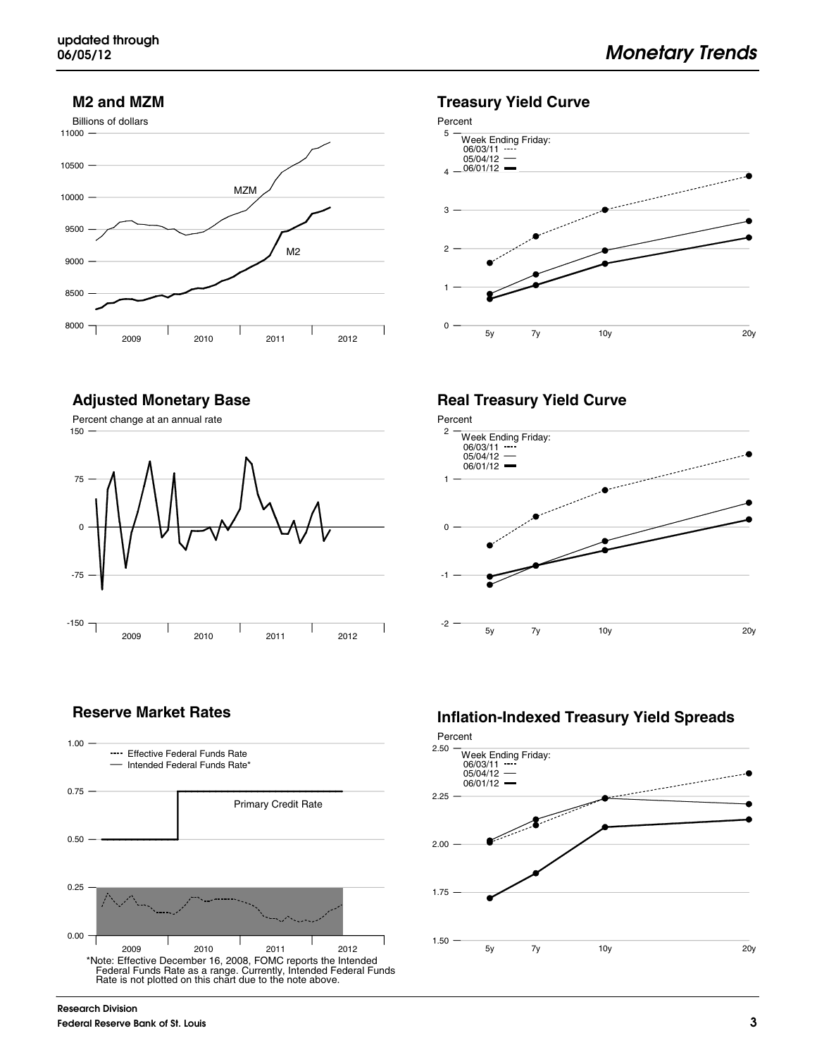## M2 and MZM

Billions of dollars

## Treasury Yield Curve

Percent

Week Ending Friday:
06/03/11
05/04/12
06/01/12

## Adjusted Monetary Base

Percent change at an annual rate

## Real Treasury Yield Curve

Percent

Week Ending Friday:
06/03/11
05/04/12
06/01/12

## Reserve Market Rates

Effective Federal Funds Rate
Intended Federal Funds Rate*

Primary Credit Rate

*Note: Effective December 16, 2008, FOMC reports the Intended Federal Funds Rate as a range. Currently, Intended Federal Funds Rate is not plotted on this chart due to the note above.

## Inflation-Indexed Treasury Yield Spreads

Percent

Week Ending Friday:
06/03/11
05/04/12
06/01/12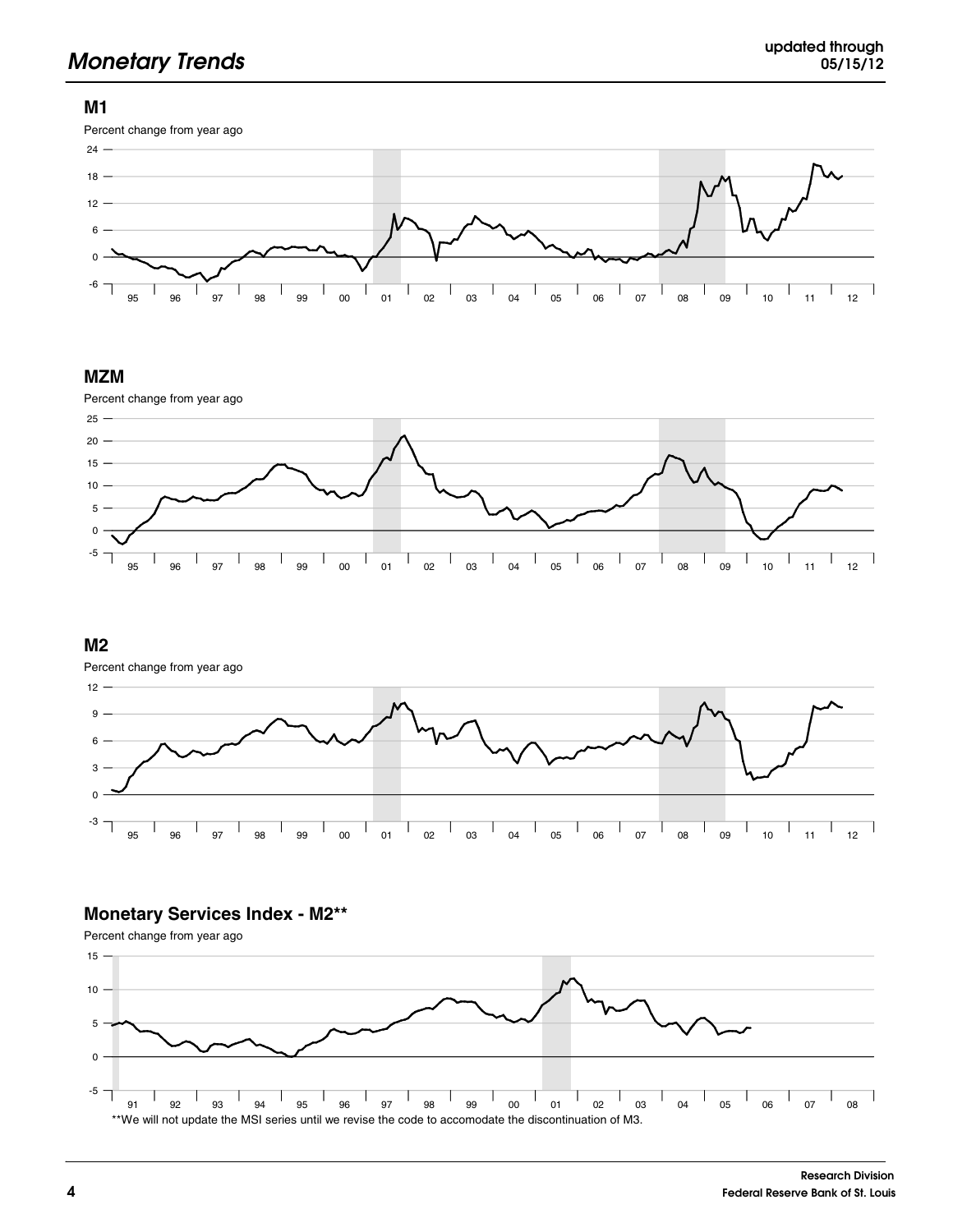## M1

Percent change from year ago

## MZM

Percent change from year ago

## M2

Percent change from year ago

## Monetary Services Index - M2**

Percent change from year ago

**We will not update the MSI series until we revise the code to accomodate the discontinuation of M3.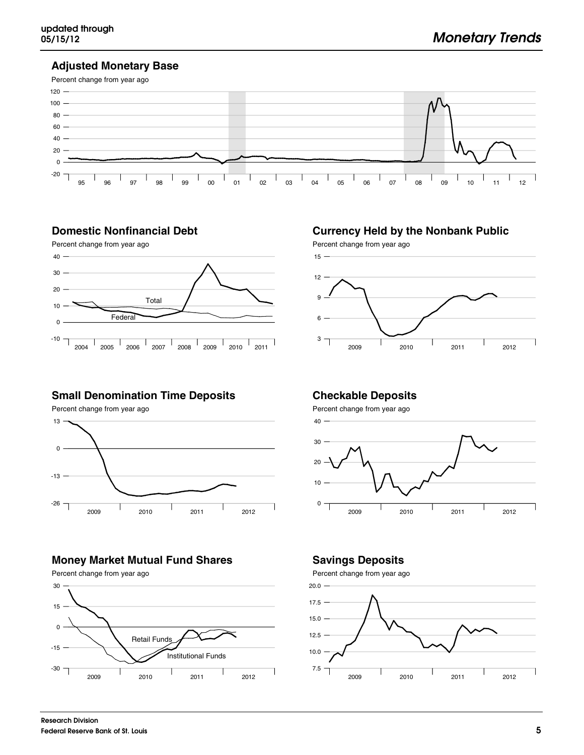updated through 05/15/12

## Adjusted Monetary Base

Percent change from year ago

## Domestic Nonfinancial Debt

Percent change from year ago

Total

Federal

## Currency Held by the Nonbank Public

Percent change from year ago

## Small Denomination Time Deposits

Percent change from year ago

## Checkable Deposits

Percent change from year ago

## Money Market Mutual Fund Shares

Percent change from year ago

Retail Funds

Institutional Funds

## Savings Deposits

Percent change from year ago

Research Division
Federal Reserve Bank of St. Louis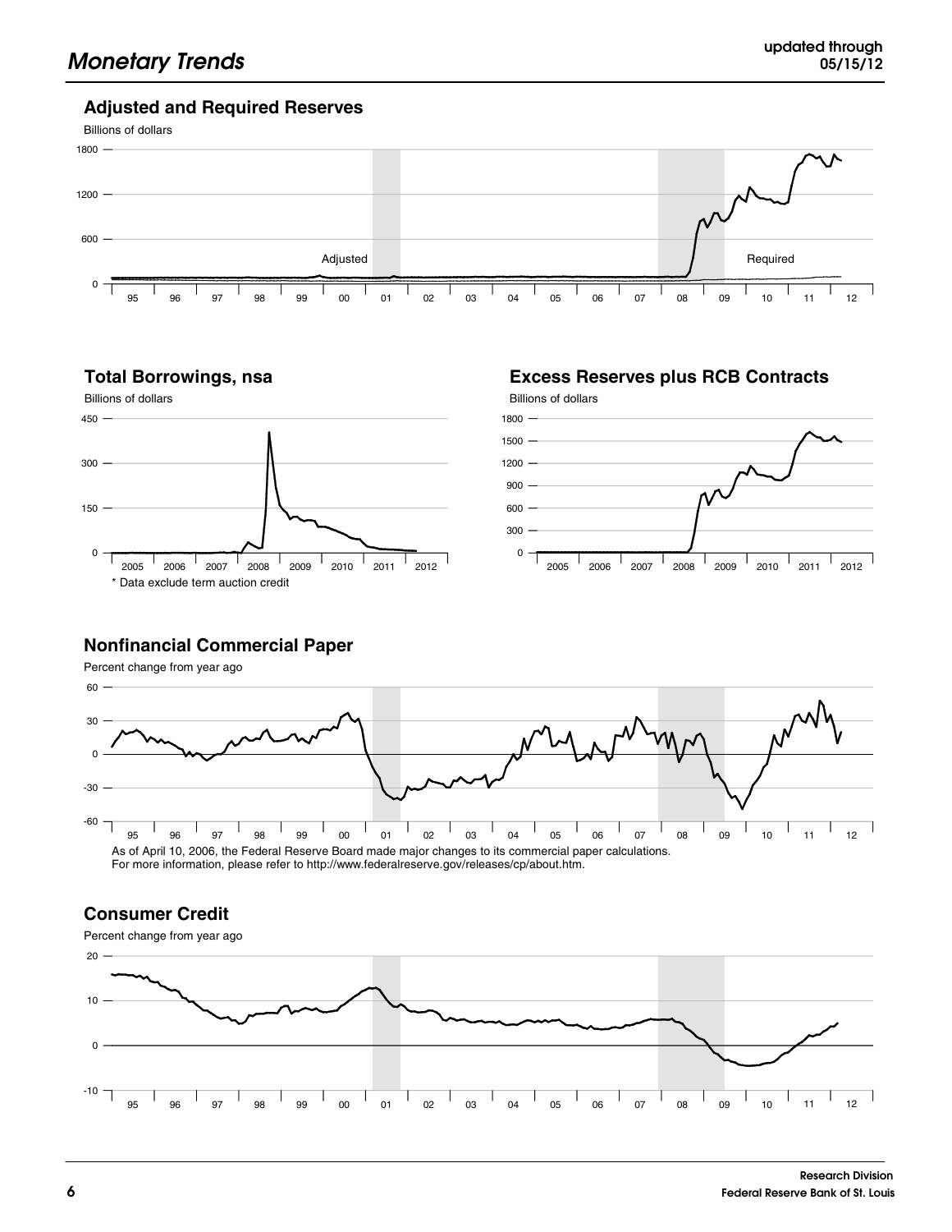## Adjusted and Required Reserves

Billions of dollars

Adjusted

Required

## Total Borrowings, nsa

Billions of dollars

* Data exclude term auction credit

## Excess Reserves plus RCB Contracts

Billions of dollars

## Nonfinancial Commercial Paper

Percent change from year ago

As of April 10, 2006, the Federal Reserve Board made major changes to its commercial paper calculations. For more information, please refer to http://www.federalreserve.gov/releases/cp/about.htm.

## Consumer Credit

Percent change from year ago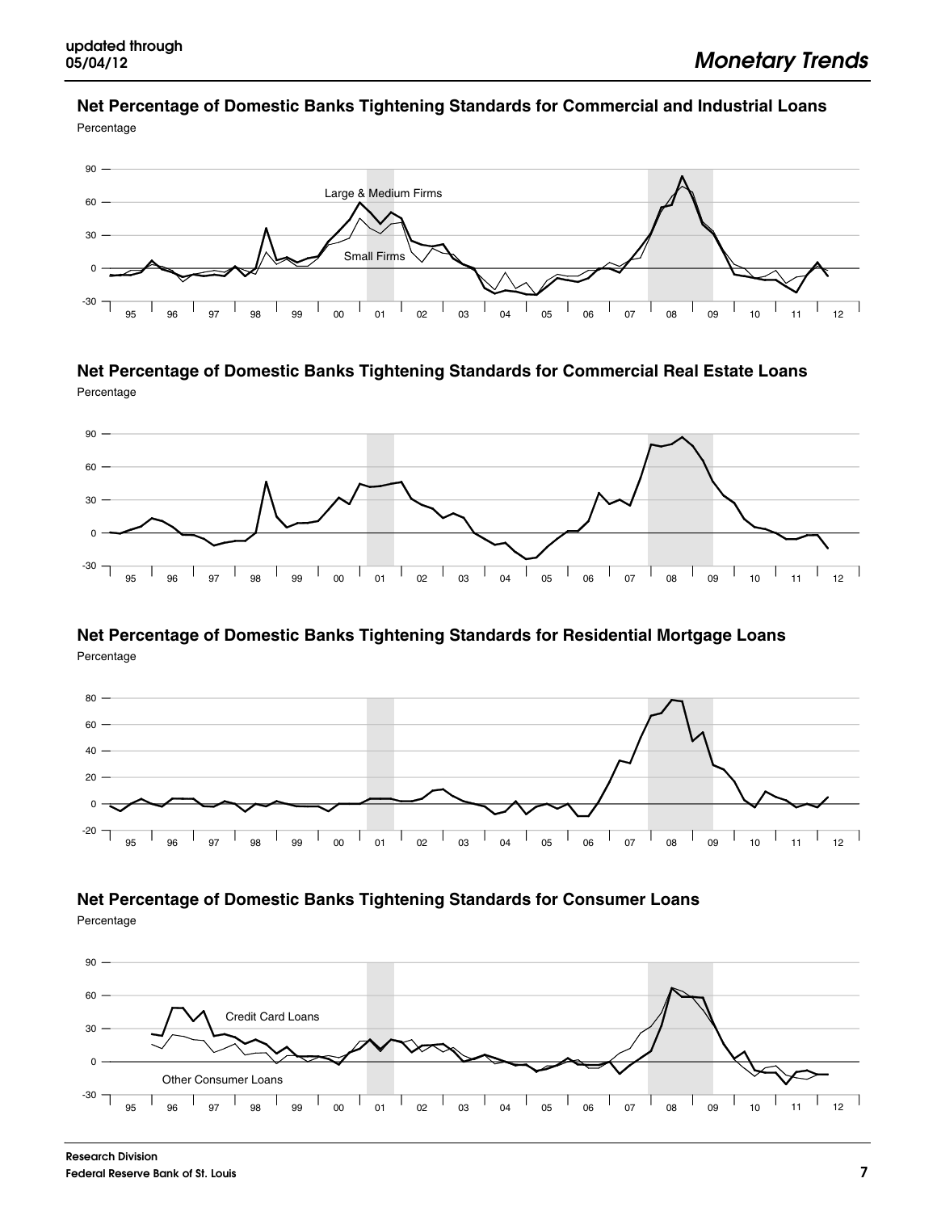## Net Percentage of Domestic Banks Tightening Standards for Commercial and Industrial Loans

Percentage

Large & Medium Firms

Small Firms

## Net Percentage of Domestic Banks Tightening Standards for Commercial Real Estate Loans

Percentage

## Net Percentage of Domestic Banks Tightening Standards for Residential Mortgage Loans

Percentage

## Net Percentage of Domestic Banks Tightening Standards for Consumer Loans

Percentage

Credit Card Loans

Other Consumer Loans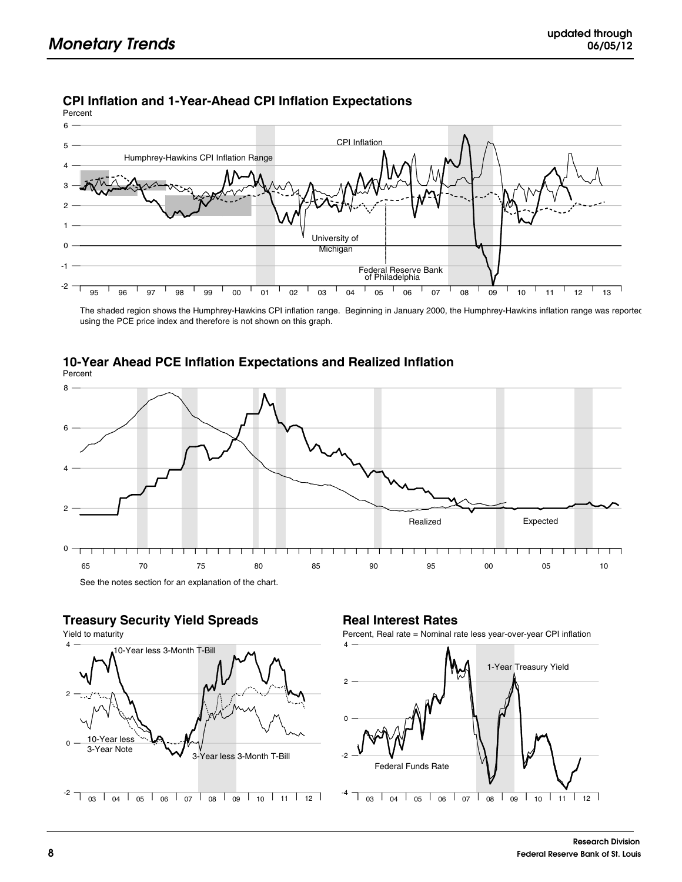### CPI Inflation and 1-Year-Ahead CPI Inflation Expectations

Percent

The shaded region shows the Humphrey-Hawkins CPI inflation range. Beginning in January 2000, the Humphrey-Hawkins inflation range was reported using the PCE price index and therefore is not shown on this graph.

### 10-Year Ahead PCE Inflation Expectations and Realized Inflation

Percent

See the notes section for an explanation of the chart.

### Treasury Security Yield Spreads

Yield to maturity

### Real Interest Rates

Percent, Real rate = Nominal rate less year-over-year CPI inflation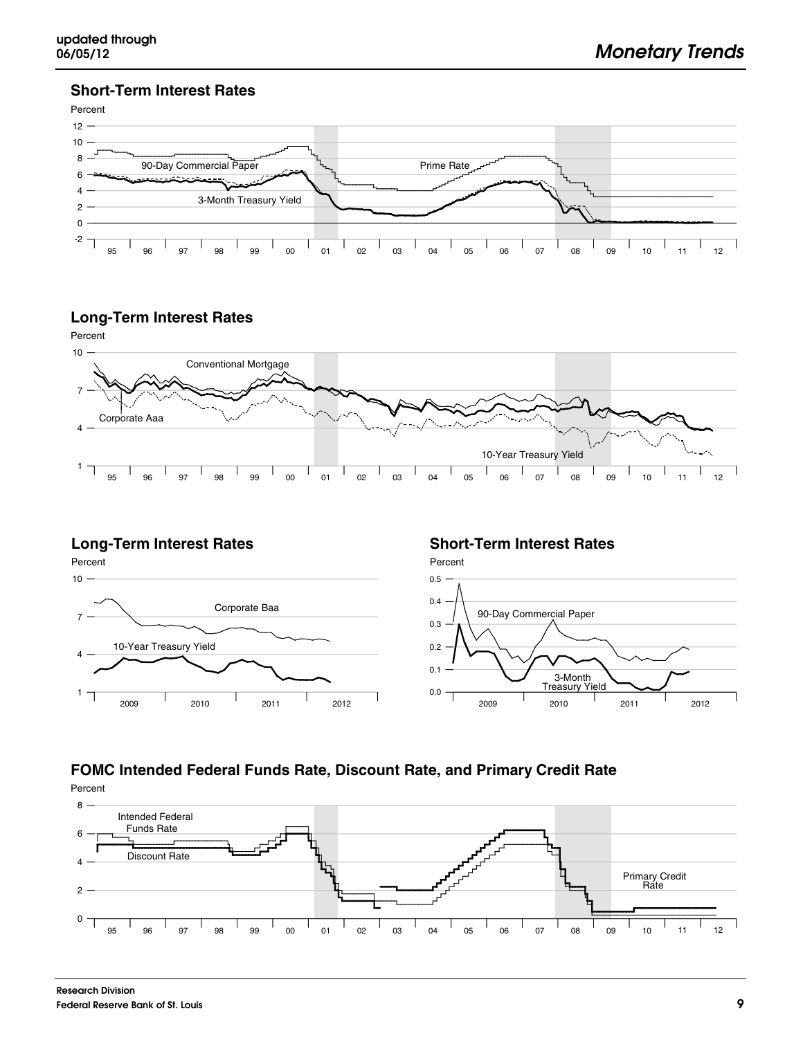## Short-Term Interest Rates

Percent

12, 10, 8, 6, 4, 2, 0, -2

90-Day Commercial Paper

Prime Rate

3-Month Treasury Yield

95 96 97 98 99 00 01 02 03 04 05 06 07 08 09 10 11 12

## Long-Term Interest Rates

Percent

10, 7, 4, 1

Conventional Mortgage

Corporate Aaa

10-Year Treasury Yield

95 96 97 98 99 00 01 02 03 04 05 06 07 08 09 10 11 12

## Long-Term Interest Rates

Percent

10, 7, 4, 1

Corporate Baa

10-Year Treasury Yield

2009 2010 2011 2012

## Short-Term Interest Rates

Percent

0.5, 0.4, 0.3, 0.2, 0.1, 0.0

90-Day Commercial Paper

3-Month Treasury Yield

2009 2010 2011 2012

## FOMC Intended Federal Funds Rate, Discount Rate, and Primary Credit Rate

Percent

8, 6, 4, 2, 0

Intended Federal Funds Rate

Discount Rate

Primary Credit Rate

95 96 97 98 99 00 01 02 03 04 05 06 07 08 09 10 11 12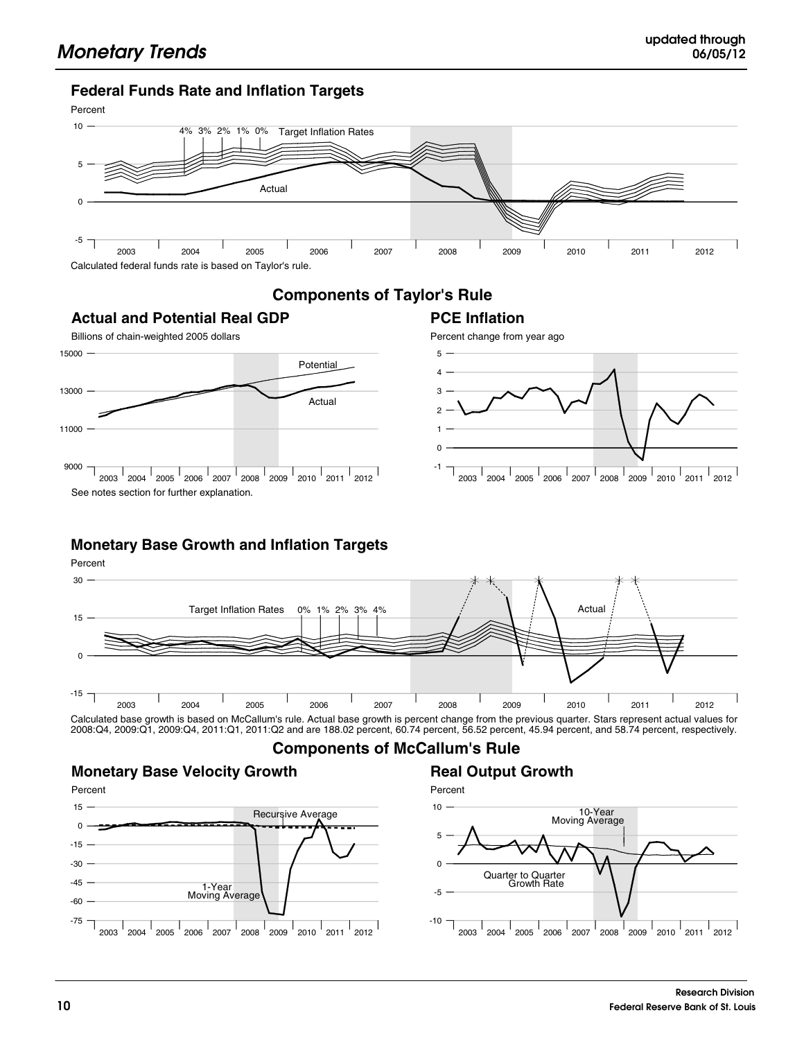## Monetary Trends

updated through 06/05/12

### Federal Funds Rate and Inflation Targets

Calculated federal funds rate is based on Taylor's rule.

## Components of Taylor's Rule

### Actual and Potential Real GDP

See notes section for further explanation.

### PCE Inflation

### Monetary Base Growth and Inflation Targets

Calculated base growth is based on McCallum's rule. Actual base growth is percent change from the previous quarter. Stars represent actual values for 2008:Q4, 2009:Q1, 2009:Q4, 2011:Q1, 2011:Q2 and are 188.02 percent, 60.74 percent, 56.52 percent, 45.94 percent, and 58.74 percent, respectively.

## Components of McCallum's Rule

### Monetary Base Velocity Growth

### Real Output Growth

Research Division
Federal Reserve Bank of St. Louis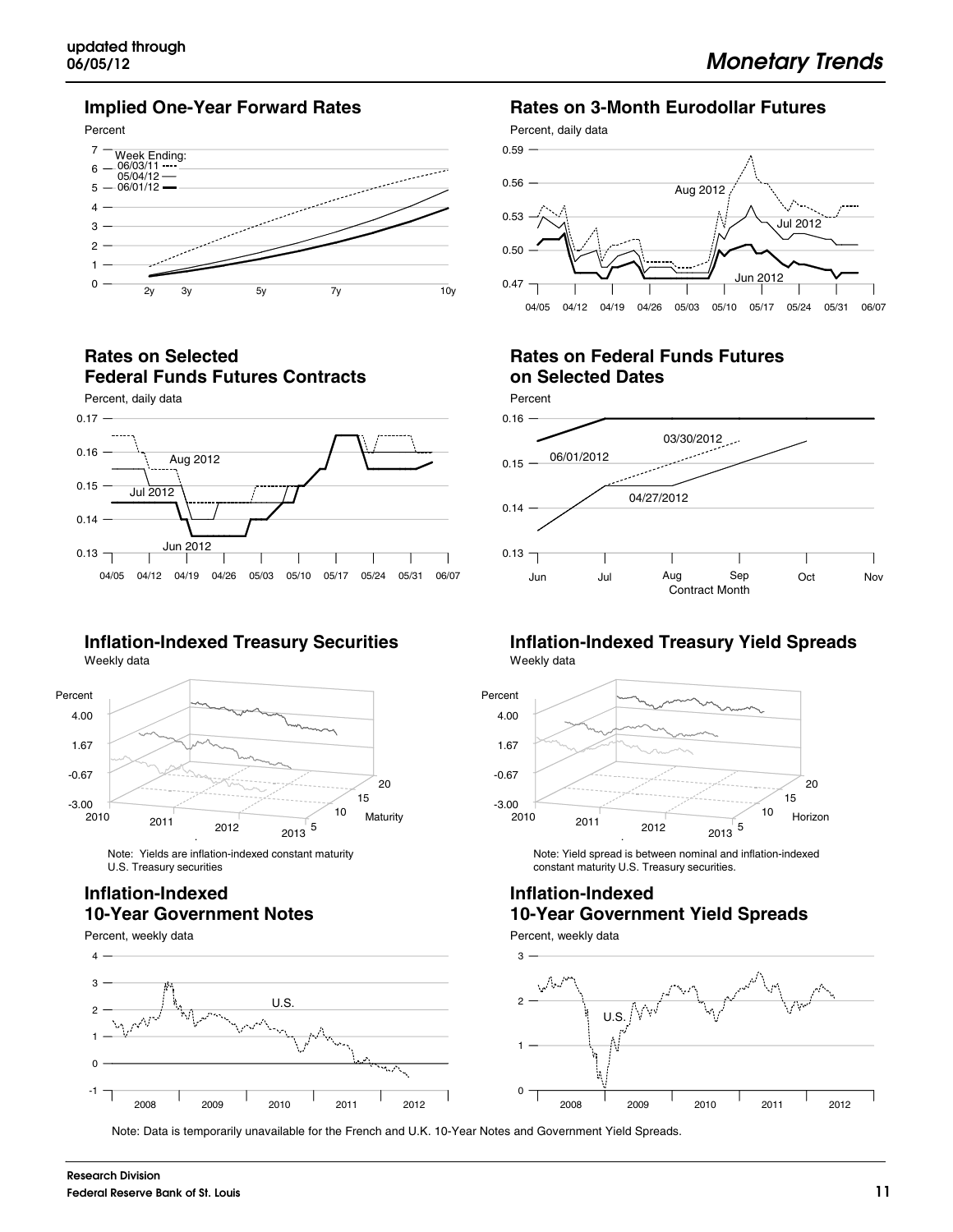### Implied One-Year Forward Rates

Percent

Week Ending:
06/03/11
05/04/12
06/01/12

### Rates on 3-Month Eurodollar Futures

Percent, daily data

### Rates on Selected Federal Funds Futures Contracts

Percent, daily data

### Rates on Federal Funds Futures on Selected Dates

Percent

### Inflation-Indexed Treasury Securities

Weekly data

Note: Yields are inflation-indexed constant maturity U.S. Treasury securities.

### Inflation-Indexed Treasury Yield Spreads

Weekly data

Note: Yield spread is between nominal and inflation-indexed constant maturity U.S. Treasury securities.

### Inflation-Indexed 10-Year Government Notes

Percent, weekly data

### Inflation-Indexed 10-Year Government Yield Spreads

Percent, weekly data

Note: Data is temporarily unavailable for the French and U.K. 10-Year Notes and Government Yield Spreads.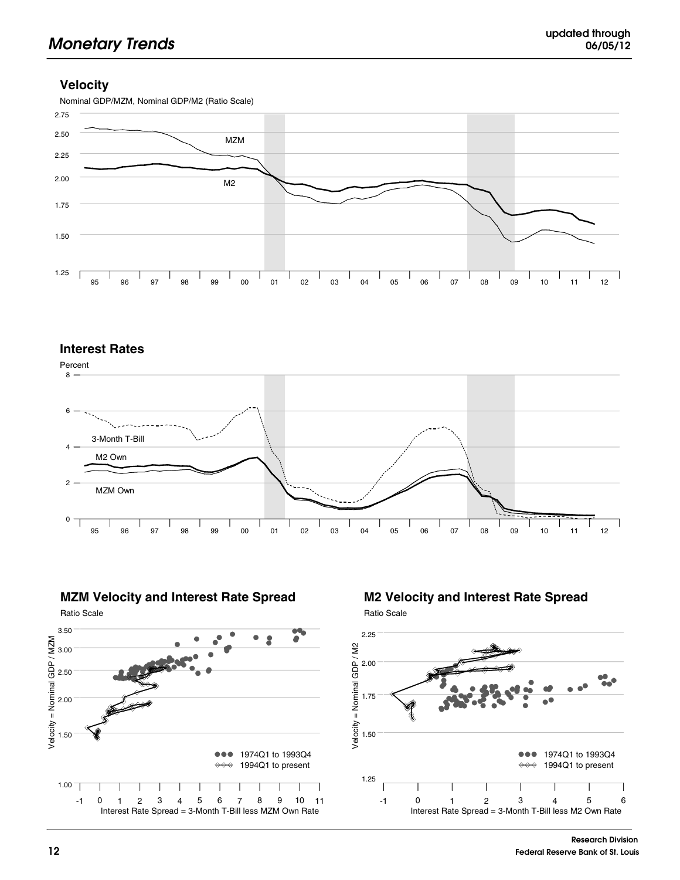## Velocity

Nominal GDP/MZM, Nominal GDP/M2 (Ratio Scale)

## Interest Rates

Percent

## MZM Velocity and Interest Rate Spread

Ratio Scale

## M2 Velocity and Interest Rate Spread

Ratio Scale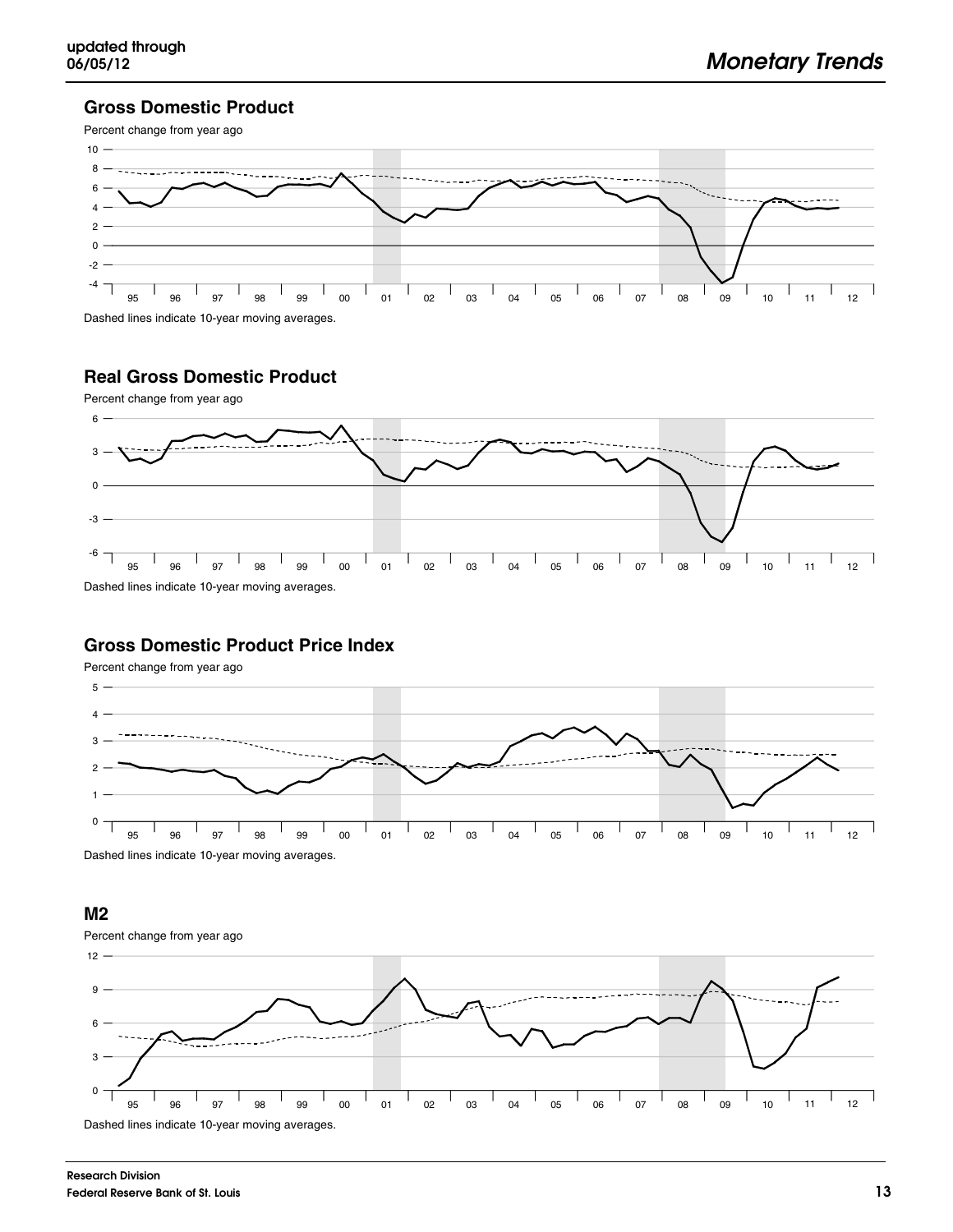## Gross Domestic Product

Percent change from year ago

Dashed lines indicate 10-year moving averages.

## Real Gross Domestic Product

Percent change from year ago

Dashed lines indicate 10-year moving averages.

## Gross Domestic Product Price Index

Percent change from year ago

Dashed lines indicate 10-year moving averages.

## M2

Percent change from year ago

Dashed lines indicate 10-year moving averages.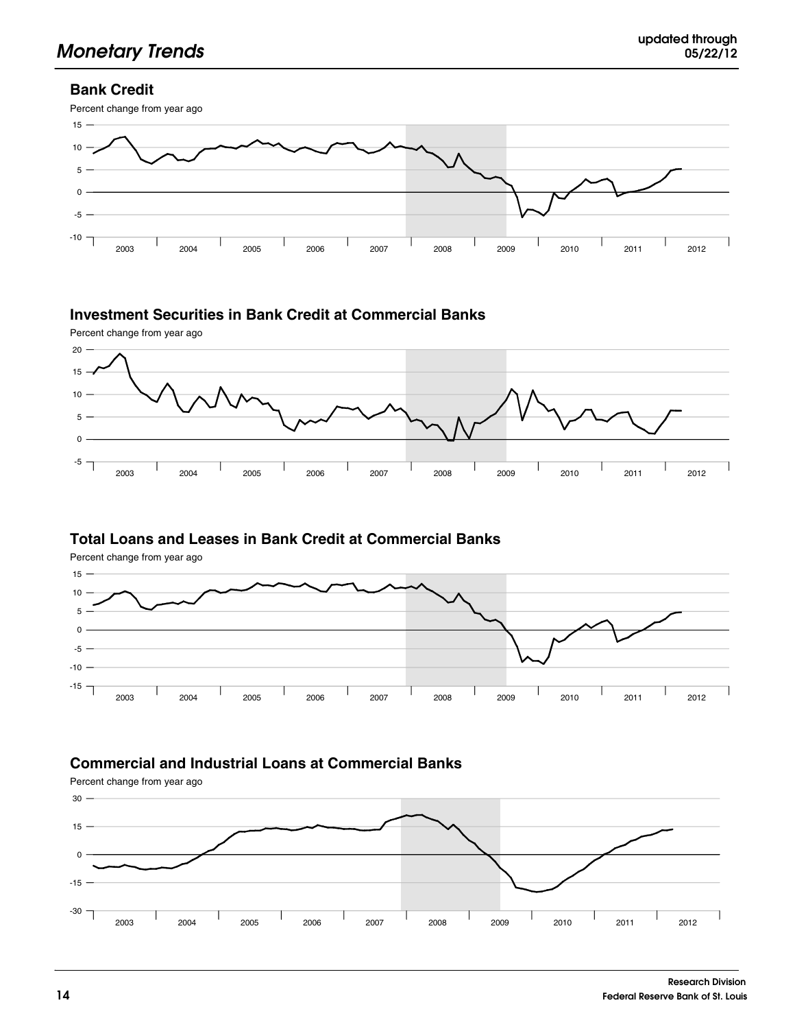## Bank Credit

Percent change from year ago

## Investment Securities in Bank Credit at Commercial Banks

Percent change from year ago

## Total Loans and Leases in Bank Credit at Commercial Banks

Percent change from year ago

## Commercial and Industrial Loans at Commercial Banks

Percent change from year ago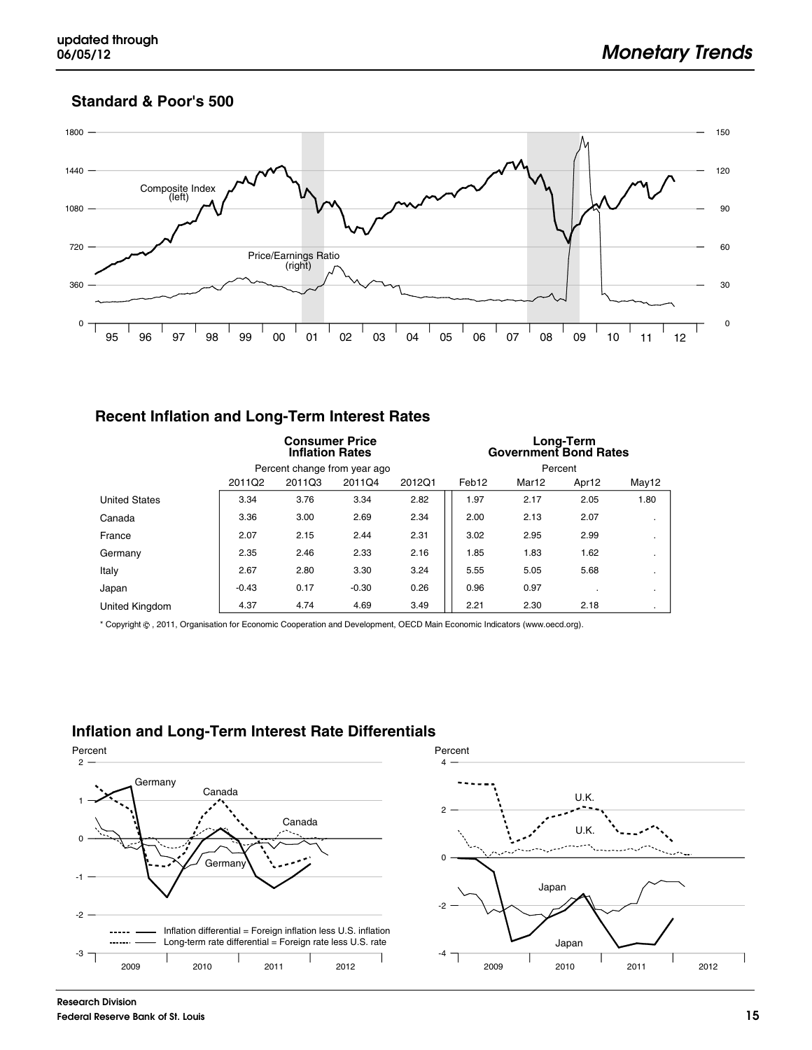## Standard & Poor's 500

## Recent Inflation and Long-Term Interest Rates

| | Consumer Price Inflation Rates | | | | Long-Term Government Bond Rates | | | |
|---|---|---|---|---|---|---|---|---|
| | Percent change from year ago | | | | Percent | | | |
| | 2011Q2 | 2011Q3 | 2011Q4 | 2012Q1 | Feb12 | Mar12 | Apr12 | May12 |
| United States | 3.34 | 3.76 | 3.34 | 2.82 | 1.97 | 2.17 | 2.05 | 1.80 |
| Canada | 3.36 | 3.00 | 2.69 | 2.34 | 2.00 | 2.13 | 2.07 | . |
| France | 2.07 | 2.15 | 2.44 | 2.31 | 3.02 | 2.95 | 2.99 | . |
| Germany | 2.35 | 2.46 | 2.33 | 2.16 | 1.85 | 1.83 | 1.62 | . |
| Italy | 2.67 | 2.80 | 3.30 | 3.24 | 5.55 | 5.05 | 5.68 | . |
| Japan | -0.43 | 0.17 | -0.30 | 0.26 | 0.96 | 0.97 | . | . |
| United Kingdom | 4.37 | 4.74 | 4.69 | 3.49 | 2.21 | 2.30 | 2.18 | . |

* Copyright ©, 2011, Organisation for Economic Cooperation and Development, OECD Main Economic Indicators (www.oecd.org).

## Inflation and Long-Term Interest Rate Differentials

Inflation differential = Foreign inflation less U.S. inflation
Long-term rate differential = Foreign rate less U.S. rate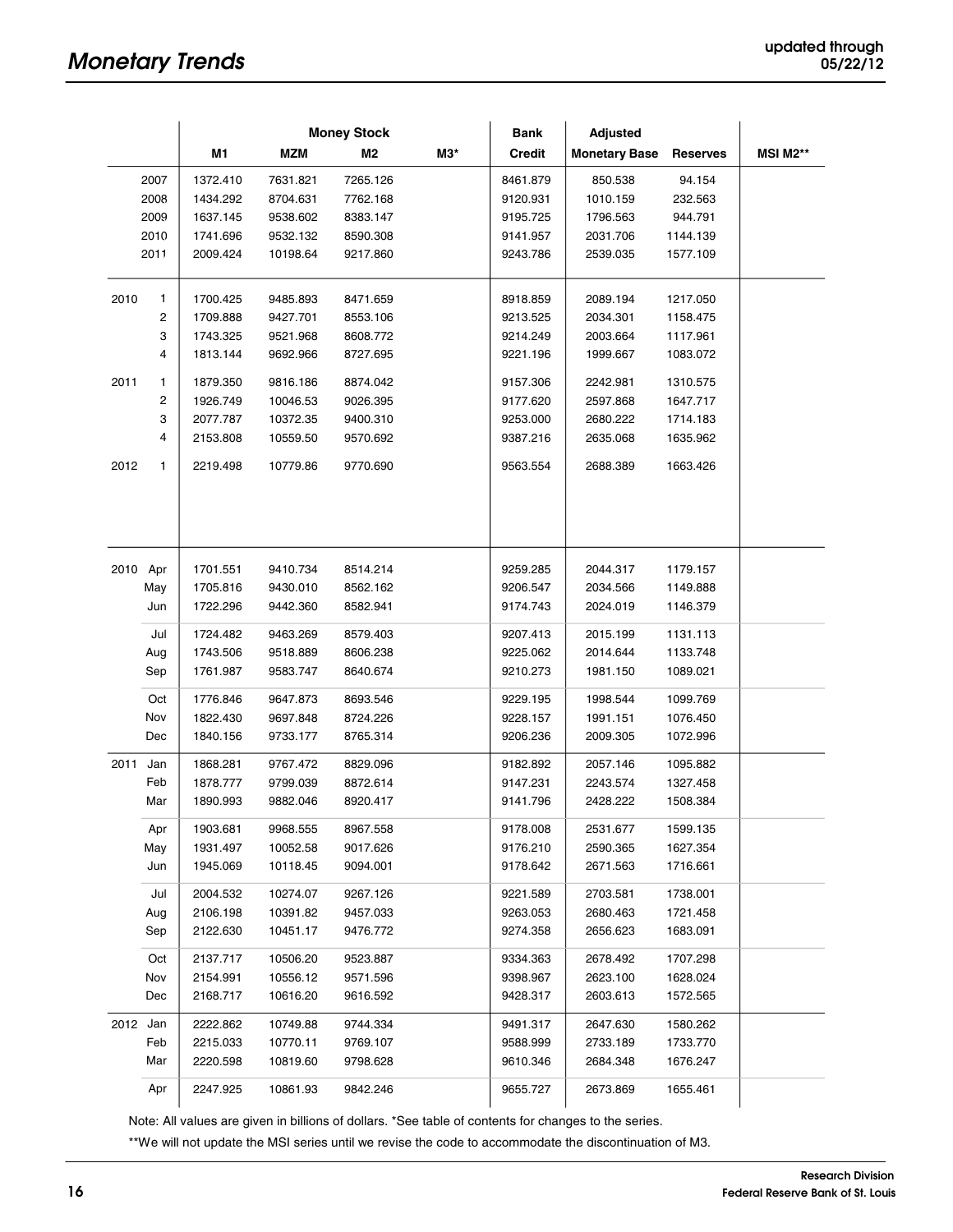# Monetary Trends

updated through 05/22/12

| | Money Stock | | | | Bank | Adjusted | | |
|---|---|---|---|---|---|---|---|---|
| | M1 | MZM | M2 | M3* | Credit | Monetary Base | Reserves | MSI M2** |
| 2007 | 1372.410 | 7631.821 | 7265.126 | | 8461.879 | 850.538 | 94.154 | |
| 2008 | 1434.292 | 8704.631 | 7762.168 | | 9120.931 | 1010.159 | 232.563 | |
| 2009 | 1637.145 | 9538.602 | 8383.147 | | 9195.725 | 1796.563 | 944.791 | |
| 2010 | 1741.696 | 9532.132 | 8590.308 | | 9141.957 | 2031.706 | 1144.139 | |
| 2011 | 2009.424 | 10198.64 | 9217.860 | | 9243.786 | 2539.035 | 1577.109 | |
| 2010 1 | 1700.425 | 9485.893 | 8471.659 | | 8918.859 | 2089.194 | 1217.050 | |
| 2 | 1709.888 | 9427.701 | 8553.106 | | 9213.525 | 2034.301 | 1158.475 | |
| 3 | 1743.325 | 9521.968 | 8608.772 | | 9214.249 | 2003.664 | 1117.961 | |
| 4 | 1813.144 | 9692.966 | 8727.695 | | 9221.196 | 1999.667 | 1083.072 | |
| 2011 1 | 1879.350 | 9816.186 | 8874.042 | | 9157.306 | 2242.981 | 1310.575 | |
| 2 | 1926.749 | 10046.53 | 9026.395 | | 9177.620 | 2597.868 | 1647.717 | |
| 3 | 2077.787 | 10372.35 | 9400.310 | | 9253.000 | 2680.222 | 1714.183 | |
| 4 | 2153.808 | 10559.50 | 9570.692 | | 9387.216 | 2635.068 | 1635.962 | |
| 2012 1 | 2219.498 | 10779.86 | 9770.690 | | 9563.554 | 2688.389 | 1663.426 | |
| 2010 Apr | 1701.551 | 9410.734 | 8514.214 | | 9259.285 | 2044.317 | 1179.157 | |
| May | 1705.816 | 9430.010 | 8562.162 | | 9206.547 | 2034.566 | 1149.888 | |
| Jun | 1722.296 | 9442.360 | 8582.941 | | 9174.743 | 2024.019 | 1146.379 | |
| Jul | 1724.482 | 9463.269 | 8579.403 | | 9207.413 | 2015.199 | 1131.113 | |
| Aug | 1743.506 | 9518.889 | 8606.238 | | 9225.062 | 2014.644 | 1133.748 | |
| Sep | 1761.987 | 9583.747 | 8640.674 | | 9210.273 | 1981.150 | 1089.021 | |
| Oct | 1776.846 | 9647.873 | 8693.546 | | 9229.195 | 1998.544 | 1099.769 | |
| Nov | 1822.430 | 9697.848 | 8724.226 | | 9228.157 | 1991.151 | 1076.450 | |
| Dec | 1840.156 | 9733.177 | 8765.314 | | 9206.236 | 2009.305 | 1072.996 | |
| 2011 Jan | 1868.281 | 9767.472 | 8829.096 | | 9182.892 | 2057.146 | 1095.882 | |
| Feb | 1878.777 | 9799.039 | 8872.614 | | 9147.231 | 2243.574 | 1327.458 | |
| Mar | 1890.993 | 9882.046 | 8920.417 | | 9141.796 | 2428.222 | 1508.384 | |
| Apr | 1903.681 | 9968.555 | 8967.558 | | 9178.008 | 2531.677 | 1599.135 | |
| May | 1931.497 | 10052.58 | 9017.626 | | 9176.210 | 2590.365 | 1627.354 | |
| Jun | 1945.069 | 10118.45 | 9094.001 | | 9178.642 | 2671.563 | 1716.661 | |
| Jul | 2004.532 | 10274.07 | 9267.126 | | 9221.589 | 2703.581 | 1738.001 | |
| Aug | 2106.198 | 10391.82 | 9457.033 | | 9263.053 | 2680.463 | 1721.458 | |
| Sep | 2122.630 | 10451.17 | 9476.772 | | 9274.358 | 2656.623 | 1683.091 | |
| Oct | 2137.717 | 10506.20 | 9523.887 | | 9334.363 | 2678.492 | 1707.298 | |
| Nov | 2154.991 | 10556.12 | 9571.596 | | 9398.967 | 2623.100 | 1628.024 | |
| Dec | 2168.717 | 10616.20 | 9616.592 | | 9428.317 | 2603.613 | 1572.565 | |
| 2012 Jan | 2222.862 | 10749.88 | 9744.334 | | 9491.317 | 2647.630 | 1580.262 | |
| Feb | 2215.033 | 10770.11 | 9769.107 | | 9588.999 | 2733.189 | 1733.770 | |
| Mar | 2220.598 | 10819.60 | 9798.628 | | 9610.346 | 2684.348 | 1676.247 | |
| Apr | 2247.925 | 10861.93 | 9842.246 | | 9655.727 | 2673.869 | 1655.461 | |

Note: All values are given in billions of dollars. *See table of contents for changes to the series.

**We will not update the MSI series until we revise the code to accommodate the discontinuation of M3.

Research Division
Federal Reserve Bank of St. Louis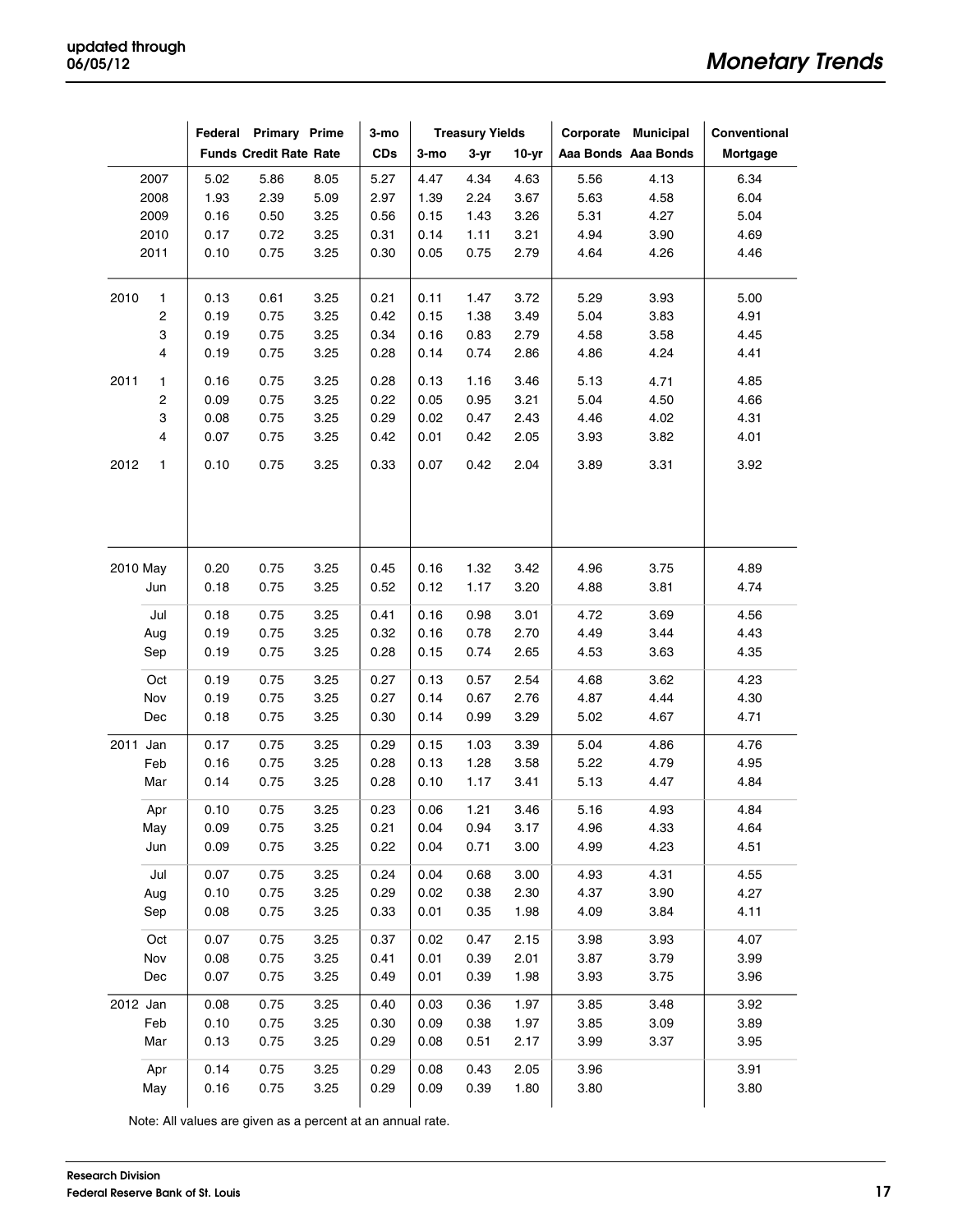| | Federal Funds | Primary Credit Rate | Prime Rate | 3-mo CDs | Treasury Yields 3-mo | 3-yr | 10-yr | Corporate Aaa Bonds | Municipal Aaa Bonds | Conventional Mortgage |
|---|---|---|---|---|---|---|---|---|---|---|
| 2007 | 5.02 | 5.86 | 8.05 | 5.27 | 4.47 | 4.34 | 4.63 | 5.56 | 4.13 | 6.34 |
| 2008 | 1.93 | 2.39 | 5.09 | 2.97 | 1.39 | 2.24 | 3.67 | 5.63 | 4.58 | 6.04 |
| 2009 | 0.16 | 0.50 | 3.25 | 0.56 | 0.15 | 1.43 | 3.26 | 5.31 | 4.27 | 5.04 |
| 2010 | 0.17 | 0.72 | 3.25 | 0.31 | 0.14 | 1.11 | 3.21 | 4.94 | 3.90 | 4.69 |
| 2011 | 0.10 | 0.75 | 3.25 | 0.30 | 0.05 | 0.75 | 2.79 | 4.64 | 4.26 | 4.46 |
| 2010 1 | 0.13 | 0.61 | 3.25 | 0.21 | 0.11 | 1.47 | 3.72 | 5.29 | 3.93 | 5.00 |
| 2 | 0.19 | 0.75 | 3.25 | 0.42 | 0.15 | 1.38 | 3.49 | 5.04 | 3.83 | 4.91 |
| 3 | 0.19 | 0.75 | 3.25 | 0.34 | 0.16 | 0.83 | 2.79 | 4.58 | 3.58 | 4.45 |
| 4 | 0.19 | 0.75 | 3.25 | 0.28 | 0.14 | 0.74 | 2.86 | 4.86 | 4.24 | 4.41 |
| 2011 1 | 0.16 | 0.75 | 3.25 | 0.28 | 0.13 | 1.16 | 3.46 | 5.13 | 4.71 | 4.85 |
| 2 | 0.09 | 0.75 | 3.25 | 0.22 | 0.05 | 0.95 | 3.21 | 5.04 | 4.50 | 4.66 |
| 3 | 0.08 | 0.75 | 3.25 | 0.29 | 0.02 | 0.47 | 2.43 | 4.46 | 4.02 | 4.31 |
| 4 | 0.07 | 0.75 | 3.25 | 0.42 | 0.01 | 0.42 | 2.05 | 3.93 | 3.82 | 4.01 |
| 2012 1 | 0.10 | 0.75 | 3.25 | 0.33 | 0.07 | 0.42 | 2.04 | 3.89 | 3.31 | 3.92 |
| 2010 May | 0.20 | 0.75 | 3.25 | 0.45 | 0.16 | 1.32 | 3.42 | 4.96 | 3.75 | 4.89 |
| Jun | 0.18 | 0.75 | 3.25 | 0.52 | 0.12 | 1.17 | 3.20 | 4.88 | 3.81 | 4.74 |
| Jul | 0.18 | 0.75 | 3.25 | 0.41 | 0.16 | 0.98 | 3.01 | 4.72 | 3.69 | 4.56 |
| Aug | 0.19 | 0.75 | 3.25 | 0.32 | 0.16 | 0.78 | 2.70 | 4.49 | 3.44 | 4.43 |
| Sep | 0.19 | 0.75 | 3.25 | 0.28 | 0.15 | 0.74 | 2.65 | 4.53 | 3.63 | 4.35 |
| Oct | 0.19 | 0.75 | 3.25 | 0.27 | 0.13 | 0.57 | 2.54 | 4.68 | 3.62 | 4.23 |
| Nov | 0.19 | 0.75 | 3.25 | 0.27 | 0.14 | 0.67 | 2.76 | 4.87 | 4.44 | 4.30 |
| Dec | 0.18 | 0.75 | 3.25 | 0.30 | 0.14 | 0.99 | 3.29 | 5.02 | 4.67 | 4.71 |
| 2011 Jan | 0.17 | 0.75 | 3.25 | 0.29 | 0.15 | 1.03 | 3.39 | 5.04 | 4.86 | 4.76 |
| Feb | 0.16 | 0.75 | 3.25 | 0.28 | 0.13 | 1.28 | 3.58 | 5.22 | 4.79 | 4.95 |
| Mar | 0.14 | 0.75 | 3.25 | 0.28 | 0.10 | 1.17 | 3.41 | 5.13 | 4.47 | 4.84 |
| Apr | 0.10 | 0.75 | 3.25 | 0.23 | 0.06 | 1.21 | 3.46 | 5.16 | 4.93 | 4.84 |
| May | 0.09 | 0.75 | 3.25 | 0.21 | 0.04 | 0.94 | 3.17 | 4.96 | 4.33 | 4.64 |
| Jun | 0.09 | 0.75 | 3.25 | 0.22 | 0.04 | 0.71 | 3.00 | 4.99 | 4.23 | 4.51 |
| Jul | 0.07 | 0.75 | 3.25 | 0.24 | 0.04 | 0.68 | 3.00 | 4.93 | 4.31 | 4.55 |
| Aug | 0.10 | 0.75 | 3.25 | 0.29 | 0.02 | 0.38 | 2.30 | 4.37 | 3.90 | 4.27 |
| Sep | 0.08 | 0.75 | 3.25 | 0.33 | 0.01 | 0.35 | 1.98 | 4.09 | 3.84 | 4.11 |
| Oct | 0.07 | 0.75 | 3.25 | 0.37 | 0.02 | 0.47 | 2.15 | 3.98 | 3.93 | 4.07 |
| Nov | 0.08 | 0.75 | 3.25 | 0.41 | 0.01 | 0.39 | 2.01 | 3.87 | 3.79 | 3.99 |
| Dec | 0.07 | 0.75 | 3.25 | 0.49 | 0.01 | 0.39 | 1.98 | 3.93 | 3.75 | 3.96 |
| 2012 Jan | 0.08 | 0.75 | 3.25 | 0.40 | 0.03 | 0.36 | 1.97 | 3.85 | 3.48 | 3.92 |
| Feb | 0.10 | 0.75 | 3.25 | 0.30 | 0.09 | 0.38 | 1.97 | 3.85 | 3.09 | 3.89 |
| Mar | 0.13 | 0.75 | 3.25 | 0.29 | 0.08 | 0.51 | 2.17 | 3.99 | 3.37 | 3.95 |
| Apr | 0.14 | 0.75 | 3.25 | 0.29 | 0.08 | 0.43 | 2.05 | 3.96 | | 3.91 |
| May | 0.16 | 0.75 | 3.25 | 0.29 | 0.09 | 0.39 | 1.80 | 3.80 | | 3.80 |

Note: All values are given as a percent at an annual rate.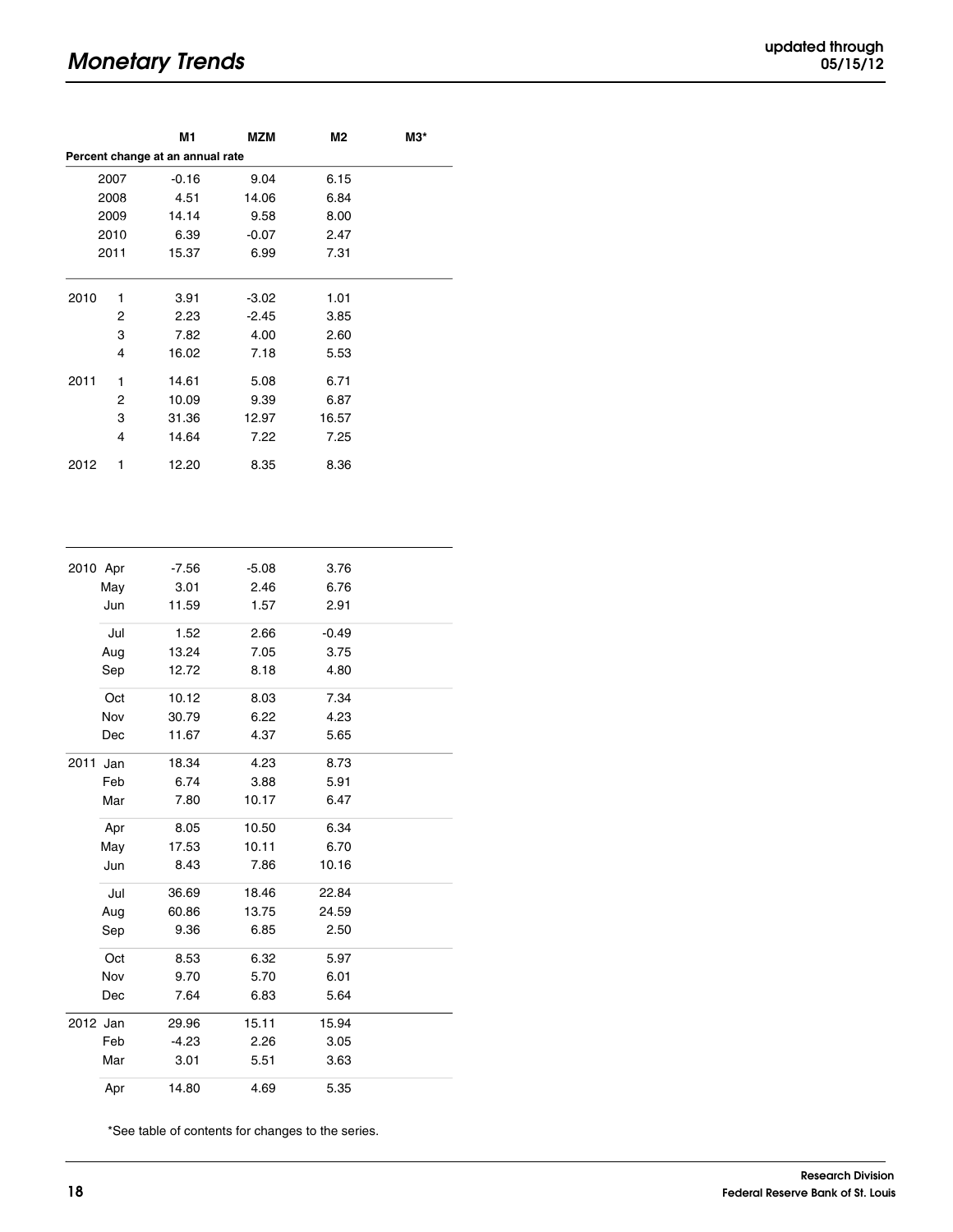# Monetary Trends

updated through 05/15/12

| | | M1 | MZM | M2 | M3* |
|---|---|---|---|---|---|
| **Percent change at an annual rate** | | | | | |
| 2007 | | -0.16 | 9.04 | 6.15 | |
| 2008 | | 4.51 | 14.06 | 6.84 | |
| 2009 | | 14.14 | 9.58 | 8.00 | |
| 2010 | | 6.39 | -0.07 | 2.47 | |
| 2011 | | 15.37 | 6.99 | 7.31 | |
| 2010 | 1 | 3.91 | -3.02 | 1.01 | |
| | 2 | 2.23 | -2.45 | 3.85 | |
| | 3 | 7.82 | 4.00 | 2.60 | |
| | 4 | 16.02 | 7.18 | 5.53 | |
| 2011 | 1 | 14.61 | 5.08 | 6.71 | |
| | 2 | 10.09 | 9.39 | 6.87 | |
| | 3 | 31.36 | 12.97 | 16.57 | |
| | 4 | 14.64 | 7.22 | 7.25 | |
| 2012 | 1 | 12.20 | 8.35 | 8.36 | |
| 2010 | Apr | -7.56 | -5.08 | 3.76 | |
| | May | 3.01 | 2.46 | 6.76 | |
| | Jun | 11.59 | 1.57 | 2.91 | |
| | Jul | 1.52 | 2.66 | -0.49 | |
| | Aug | 13.24 | 7.05 | 3.75 | |
| | Sep | 12.72 | 8.18 | 4.80 | |
| | Oct | 10.12 | 8.03 | 7.34 | |
| | Nov | 30.79 | 6.22 | 4.23 | |
| | Dec | 11.67 | 4.37 | 5.65 | |
| 2011 | Jan | 18.34 | 4.23 | 8.73 | |
| | Feb | 6.74 | 3.88 | 5.91 | |
| | Mar | 7.80 | 10.17 | 6.47 | |
| | Apr | 8.05 | 10.50 | 6.34 | |
| | May | 17.53 | 10.11 | 6.70 | |
| | Jun | 8.43 | 7.86 | 10.16 | |
| | Jul | 36.69 | 18.46 | 22.84 | |
| | Aug | 60.86 | 13.75 | 24.59 | |
| | Sep | 9.36 | 6.85 | 2.50 | |
| | Oct | 8.53 | 6.32 | 5.97 | |
| | Nov | 9.70 | 5.70 | 6.01 | |
| | Dec | 7.64 | 6.83 | 5.64 | |
| 2012 | Jan | 29.96 | 15.11 | 15.94 | |
| | Feb | -4.23 | 2.26 | 3.05 | |
| | Mar | 3.01 | 5.51 | 3.63 | |
| | Apr | 14.80 | 4.69 | 5.35 | |

*See table of contents for changes to the series.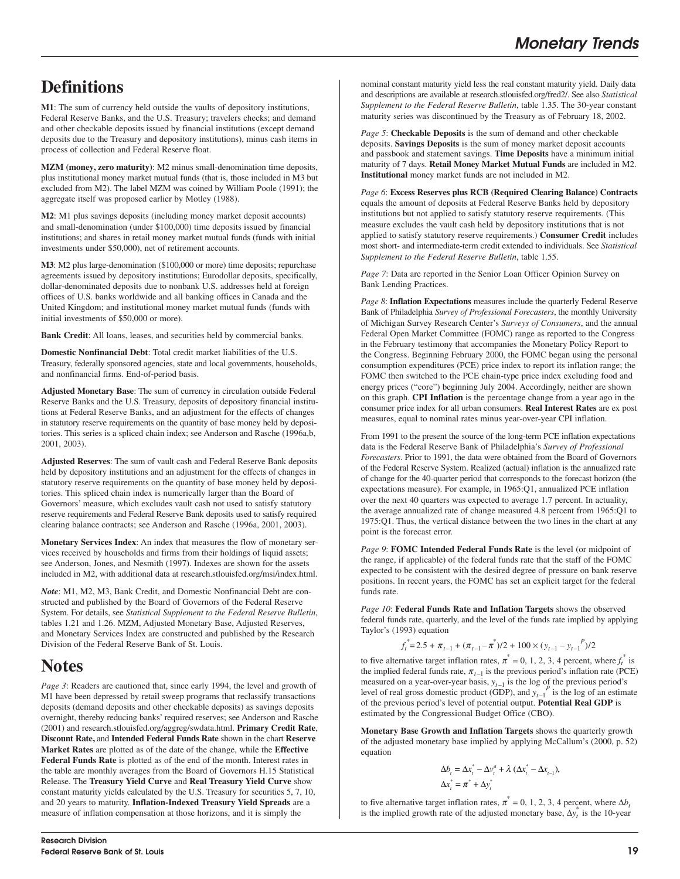# Definitions

**M1**: The sum of currency held outside the vaults of depository institutions, Federal Reserve Banks, and the U.S. Treasury; travelers checks; and demand and other checkable deposits issued by financial institutions (except demand deposits due to the Treasury and depository institutions), minus cash items in process of collection and Federal Reserve float.

**MZM (money, zero maturity)**: M2 minus small-denomination time deposits, plus institutional money market mutual funds (that is, those included in M3 but excluded from M2). The label MZM was coined by William Poole (1991); the aggregate itself was proposed earlier by Motley (1988).

**M2**: M1 plus savings deposits (including money market deposit accounts) and small-denomination (under \$100,000) time deposits issued by financial institutions; and shares in retail money market mutual funds (funds with initial investments under \$50,000), net of retirement accounts.

**M3**: M2 plus large-denomination (\$100,000 or more) time deposits; repurchase agreements issued by depository institutions; Eurodollar deposits, specifically, dollar-denominated deposits due to nonbank U.S. addresses held at foreign offices of U.S. banks worldwide and all banking offices in Canada and the United Kingdom; and institutional money market mutual funds (funds with initial investments of \$50,000 or more).

**Bank Credit**: All loans, leases, and securities held by commercial banks.

**Domestic Nonfinancial Debt**: Total credit market liabilities of the U.S. Treasury, federally sponsored agencies, state and local governments, households, and nonfinancial firms. End-of-period basis.

**Adjusted Monetary Base**: The sum of currency in circulation outside Federal Reserve Banks and the U.S. Treasury, deposits of depository financial institutions at Federal Reserve Banks, and an adjustment for the effects of changes in statutory reserve requirements on the quantity of base money held by depositories. This series is a spliced chain index; see Anderson and Rasche (1996a,b, 2001, 2003).

**Adjusted Reserves**: The sum of vault cash and Federal Reserve Bank deposits held by depository institutions and an adjustment for the effects of changes in statutory reserve requirements on the quantity of base money held by depositories. This spliced chain index is numerically larger than the Board of Governors' measure, which excludes vault cash not used to satisfy statutory reserve requirements and Federal Reserve Bank deposits used to satisfy required clearing balance contracts; see Anderson and Rasche (1996a, 2001, 2003).

**Monetary Services Index**: An index that measures the flow of monetary services received by households and firms from their holdings of liquid assets; see Anderson, Jones, and Nesmith (1997). Indexes are shown for the assets included in M2, with additional data at research.stlouisfed.org/msi/index.html.

***Note***: M1, M2, M3, Bank Credit, and Domestic Nonfinancial Debt are constructed and published by the Board of Governors of the Federal Reserve System. For details, see *Statistical Supplement to the Federal Reserve Bulletin*, tables 1.21 and 1.26. MZM, Adjusted Monetary Base, Adjusted Reserves, and Monetary Services Index are constructed and published by the Research Division of the Federal Reserve Bank of St. Louis.

# Notes

*Page 3*: Readers are cautioned that, since early 1994, the level and growth of M1 have been depressed by retail sweep programs that reclassify transactions deposits (demand deposits and other checkable deposits) as savings deposits overnight, thereby reducing banks' required reserves; see Anderson and Rasche (2001) and research.stlouisfed.org/aggreg/swdata.html. **Primary Credit Rate**, **Discount Rate,** and **Intended Federal Funds Rate** shown in the chart **Reserve Market Rates** are plotted as of the date of the change, while the **Effective Federal Funds Rate** is plotted as of the end of the month. Interest rates in the table are monthly averages from the Board of Governors H.15 Statistical Release. The **Treasury Yield Curve** and **Real Treasury Yield Curve** show constant maturity yields calculated by the U.S. Treasury for securities 5, 7, 10, and 20 years to maturity. **Inflation-Indexed Treasury Yield Spreads** are a measure of inflation compensation at those horizons, and it is simply the nominal constant maturity yield less the real constant maturity yield. Daily data and descriptions are available at research.stlouisfed.org/fred2/. See also *Statistical Supplement to the Federal Reserve Bulletin*, table 1.35. The 30-year constant maturity series was discontinued by the Treasury as of February 18, 2002.

*Page 5*: **Checkable Deposits** is the sum of demand and other checkable deposits. **Savings Deposits** is the sum of money market deposit accounts and passbook and statement savings. **Time Deposits** have a minimum initial maturity of 7 days. **Retail Money Market Mutual Funds** are included in M2. **Institutional** money market funds are not included in M2.

*Page 6*: **Excess Reserves plus RCB (Required Clearing Balance) Contracts** equals the amount of deposits at Federal Reserve Banks held by depository institutions but not applied to satisfy statutory reserve requirements. (This measure excludes the vault cash held by depository institutions that is not applied to satisfy statutory reserve requirements.) **Consumer Credit** includes most short- and intermediate-term credit extended to individuals. See *Statistical Supplement to the Federal Reserve Bulletin*, table 1.55.

*Page 7*: Data are reported in the Senior Loan Officer Opinion Survey on Bank Lending Practices.

*Page 8*: **Inflation Expectations** measures include the quarterly Federal Reserve Bank of Philadelphia *Survey of Professional Forecasters*, the monthly University of Michigan Survey Research Center's *Surveys of Consumers*, and the annual Federal Open Market Committee (FOMC) range as reported to the Congress in the February testimony that accompanies the Monetary Policy Report to the Congress. Beginning February 2000, the FOMC began using the personal consumption expenditures (PCE) price index to report its inflation range; the FOMC then switched to the PCE chain-type price index excluding food and energy prices ("core") beginning July 2004. Accordingly, neither are shown on this graph. **CPI Inflation** is the percentage change from a year ago in the consumer price index for all urban consumers. **Real Interest Rates** are ex post measures, equal to nominal rates minus year-over-year CPI inflation.

From 1991 to the present the source of the long-term PCE inflation expectations data is the Federal Reserve Bank of Philadelphia's *Survey of Professional Forecasters*. Prior to 1991, the data were obtained from the Board of Governors of the Federal Reserve System. Realized (actual) inflation is the annualized rate of change for the 40-quarter period that corresponds to the forecast horizon (the expectations measure). For example, in 1965:Q1, annualized PCE inflation over the next 40 quarters was expected to average 1.7 percent. In actuality, the average annualized rate of change measured 4.8 percent from 1965:Q1 to 1975:Q1. Thus, the vertical distance between the two lines in the chart at any point is the forecast error.

*Page 9*: **FOMC Intended Federal Funds Rate** is the level (or midpoint of the range, if applicable) of the federal funds rate that the staff of the FOMC expected to be consistent with the desired degree of pressure on bank reserve positions. In recent years, the FOMC has set an explicit target for the federal funds rate.

*Page 10*: **Federal Funds Rate and Inflation Targets** shows the observed federal funds rate, quarterly, and the level of the funds rate implied by applying Taylor's (1993) equation

$$f_t^* = 2.5 + \pi_{t-1} + (\pi_{t-1} - \pi^*)/2 + 100 \times (y_{t-1} - y_{t-1}^P)/2$$

to five alternative target inflation rates, $\pi^* = 0, 1, 2, 3, 4$ percent, where $f_t^*$ is the implied federal funds rate, $\pi_{t-1}$ is the previous period's inflation rate (PCE) measured on a year-over-year basis, $y_{t-1}$ is the log of the previous period's level of real gross domestic product (GDP), and $y_{t-1}^P$ is the log of an estimate of the previous period's level of potential output. **Potential Real GDP** is estimated by the Congressional Budget Office (CBO).

**Monetary Base Growth and Inflation Targets** shows the quarterly growth of the adjusted monetary base implied by applying McCallum's (2000, p. 52) equation

$$\Delta b_t = \Delta x_t^* - \Delta v_t^a + \lambda\,(\Delta x_t^* - \Delta x_{t-1}),$$
$$\Delta x_t^* = \pi^* + \Delta y_t^*$$

to five alternative target inflation rates, $\pi^* = 0, 1, 2, 3, 4$ percent, where $\Delta b_t$ is the implied growth rate of the adjusted monetary base, $\Delta y_t^*$ is the 10-year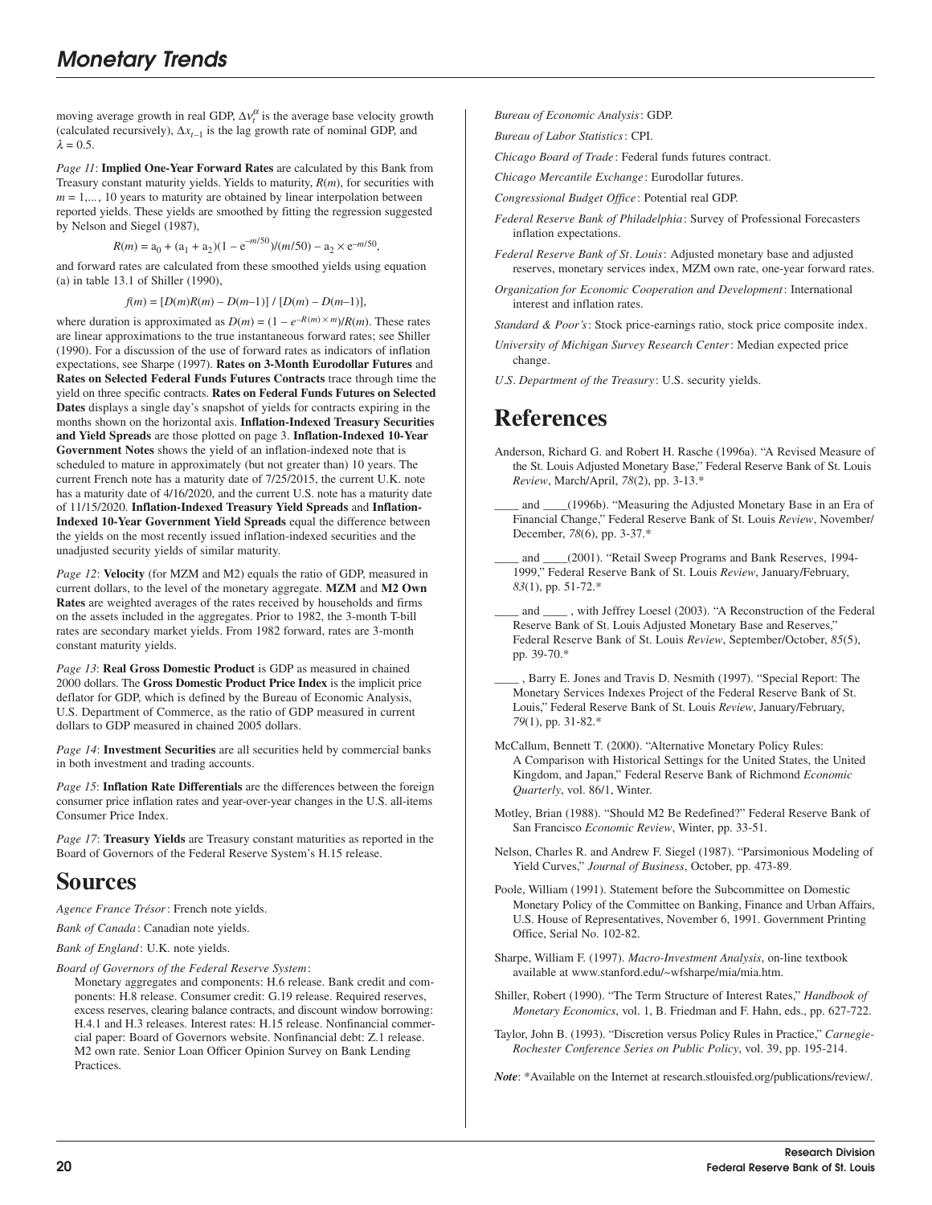moving average growth in real GDP, $\Delta v_t^{\alpha}$ is the average base velocity growth (calculated recursively), $\Delta x_{t-1}$ is the lag growth rate of nominal GDP, and $\lambda = 0.5$.

*Page 11*: **Implied One-Year Forward Rates** are calculated by this Bank from Treasury constant maturity yields. Yields to maturity, $R(m)$, for securities with $m = 1,\ldots, 10$ years to maturity are obtained by linear interpolation between reported yields. These yields are smoothed by fitting the regression suggested by Nelson and Siegel (1987),

$$R(m) = a_0 + (a_1 + a_2)(1 - e^{-m/50})/(m/50) - a_2 \times e^{-m/50},$$

and forward rates are calculated from these smoothed yields using equation (a) in table 13.1 of Shiller (1990),

$$f(m) = [D(m)R(m) - D(m-1)] \,/\, [D(m) - D(m-1)],$$

where duration is approximated as $D(m) = (1 - e^{-R(m) \times m})/R(m)$. These rates are linear approximations to the true instantaneous forward rates; see Shiller (1990). For a discussion of the use of forward rates as indicators of inflation expectations, see Sharpe (1997). **Rates on 3-Month Eurodollar Futures** and **Rates on Selected Federal Funds Futures Contracts** trace through time the yield on three specific contracts. **Rates on Federal Funds Futures on Selected Dates** displays a single day's snapshot of yields for contracts expiring in the months shown on the horizontal axis. **Inflation-Indexed Treasury Securities and Yield Spreads** are those plotted on page 3. **Inflation-Indexed 10-Year Government Notes** shows the yield of an inflation-indexed note that is scheduled to mature in approximately (but not greater than) 10 years. The current French note has a maturity date of 7/25/2015, the current U.K. note has a maturity date of 4/16/2020, and the current U.S. note has a maturity date of 11/15/2020. **Inflation-Indexed Treasury Yield Spreads** and **Inflation-Indexed 10-Year Government Yield Spreads** equal the difference between the yields on the most recently issued inflation-indexed securities and the unadjusted security yields of similar maturity.

*Page 12*: **Velocity** (for MZM and M2) equals the ratio of GDP, measured in current dollars, to the level of the monetary aggregate. **MZM** and **M2 Own Rates** are weighted averages of the rates received by households and firms on the assets included in the aggregates. Prior to 1982, the 3-month T-bill rates are secondary market yields. From 1982 forward, rates are 3-month constant maturity yields.

*Page 13*: **Real Gross Domestic Product** is GDP as measured in chained 2000 dollars. The **Gross Domestic Product Price Index** is the implicit price deflator for GDP, which is defined by the Bureau of Economic Analysis, U.S. Department of Commerce, as the ratio of GDP measured in current dollars to GDP measured in chained 2005 dollars.

*Page 14*: **Investment Securities** are all securities held by commercial banks in both investment and trading accounts.

*Page 15*: **Inflation Rate Differentials** are the differences between the foreign consumer price inflation rates and year-over-year changes in the U.S. all-items Consumer Price Index.

*Page 17*: **Treasury Yields** are Treasury constant maturities as reported in the Board of Governors of the Federal Reserve System's H.15 release.

# Sources

*Agence France Trésor*: French note yields.

*Bank of Canada*: Canadian note yields.

*Bank of England*: U.K. note yields.

*Board of Governors of the Federal Reserve System*:
Monetary aggregates and components: H.6 release. Bank credit and components: H.8 release. Consumer credit: G.19 release. Required reserves, excess reserves, clearing balance contracts, and discount window borrowing: H.4.1 and H.3 releases. Interest rates: H.15 release. Nonfinancial commercial paper: Board of Governors website. Nonfinancial debt: Z.1 release. M2 own rate. Senior Loan Officer Opinion Survey on Bank Lending Practices.

*Bureau of Economic Analysis*: GDP.

*Bureau of Labor Statistics*: CPI.

*Chicago Board of Trade*: Federal funds futures contract.

*Chicago Mercantile Exchange*: Eurodollar futures.

*Congressional Budget Office*: Potential real GDP.

*Federal Reserve Bank of Philadelphia*: Survey of Professional Forecasters inflation expectations.

*Federal Reserve Bank of St. Louis*: Adjusted monetary base and adjusted reserves, monetary services index, MZM own rate, one-year forward rates.

*Organization for Economic Cooperation and Development*: International interest and inflation rates.

*Standard & Poor's*: Stock price-earnings ratio, stock price composite index.

*University of Michigan Survey Research Center*: Median expected price change.

*U.S. Department of the Treasury*: U.S. security yields.

# References

Anderson, Richard G. and Robert H. Rasche (1996a). "A Revised Measure of the St. Louis Adjusted Monetary Base," Federal Reserve Bank of St. Louis *Review*, March/April, *78*(2), pp. 3-13.*

____ and ____(1996b). "Measuring the Adjusted Monetary Base in an Era of Financial Change," Federal Reserve Bank of St. Louis *Review*, November/December, *78*(6), pp. 3-37.*

____ and ____(2001). "Retail Sweep Programs and Bank Reserves, 1994-1999," Federal Reserve Bank of St. Louis *Review*, January/February, *83*(1), pp. 51-72.*

____ and ____ , with Jeffrey Loesel (2003). "A Reconstruction of the Federal Reserve Bank of St. Louis Adjusted Monetary Base and Reserves," Federal Reserve Bank of St. Louis *Review*, September/October, *85*(5), pp. 39-70.*

____ , Barry E. Jones and Travis D. Nesmith (1997). "Special Report: The Monetary Services Indexes Project of the Federal Reserve Bank of St. Louis," Federal Reserve Bank of St. Louis *Review*, January/February, *79*(1), pp. 31-82.*

McCallum, Bennett T. (2000). "Alternative Monetary Policy Rules: A Comparison with Historical Settings for the United States, the United Kingdom, and Japan," Federal Reserve Bank of Richmond *Economic Quarterly*, vol. 86/1, Winter.

Motley, Brian (1988). "Should M2 Be Redefined?" Federal Reserve Bank of San Francisco *Economic Review*, Winter, pp. 33-51.

Nelson, Charles R. and Andrew F. Siegel (1987). "Parsimonious Modeling of Yield Curves," *Journal of Business*, October, pp. 473-89.

Poole, William (1991). Statement before the Subcommittee on Domestic Monetary Policy of the Committee on Banking, Finance and Urban Affairs, U.S. House of Representatives, November 6, 1991. Government Printing Office, Serial No. 102-82.

Sharpe, William F. (1997). *Macro-Investment Analysis*, on-line textbook available at www.stanford.edu/~wfsharpe/mia/mia.htm.

Shiller, Robert (1990). "The Term Structure of Interest Rates," *Handbook of Monetary Economics*, vol. 1, B. Friedman and F. Hahn, eds., pp. 627-722.

Taylor, John B. (1993). "Discretion versus Policy Rules in Practice," *Carnegie-Rochester Conference Series on Public Policy*, vol. 39, pp. 195-214.

***Note***: *Available on the Internet at research.stlouisfed.org/publications/review/.